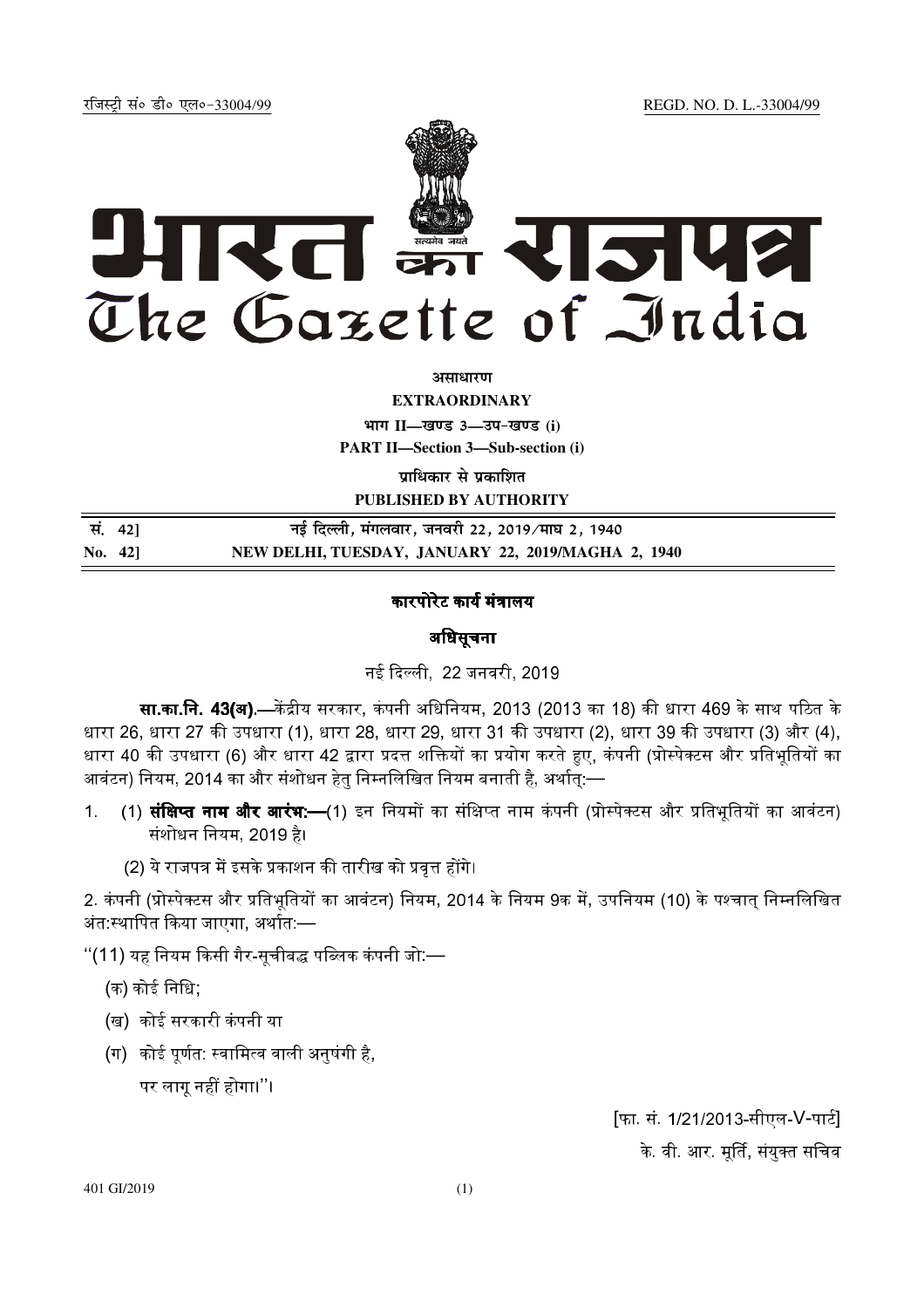रजिस्ट्री सं० डी० एल०-33004/99 REGD. NO. D. L.-33004/99

# भारत का राजपत्र
# The Gazette of India

**असाधारण**

**EXTRAORDINARY**

**भाग II—खण्ड 3—उप-खण्ड (i)**

**PART II—Section 3—Sub-section (i)**

**प्राधिकार से प्रकाशित**

**PUBLISHED BY AUTHORITY**

| | |
|---|---|
| सं. 42] | नई दिल्ली, मंगलवार, जनवरी 22, 2019/माघ 2, 1940 |
| No. 42] | NEW DELHI, TUESDAY, JANUARY 22, 2019/MAGHA 2, 1940 |

## कारपोरेट कार्य मंत्रालय

### अधिसूचना

नई दिल्ली, 22 जनवरी, 2019

**सा.का.नि. 43(अ).**—केंद्रीय सरकार, कंपनी अधिनियम, 2013 (2013 का 18) की धारा 469 के साथ पठित के धारा 26, धारा 27 की उपधारा (1), धारा 28, धारा 29, धारा 31 की उपधारा (2), धारा 39 की उपधारा (3) और (4), धारा 40 की उपधारा (6) और धारा 42 द्वारा प्रदत्त शक्तियों का प्रयोग करते हुए, कंपनी (प्रोस्पेक्टस और प्रतिभूतियों का आवंटन) नियम, 2014 का और संशोधन हेतु निम्नलिखित नियम बनाती है, अर्थात्:—

1. (1) **संक्षिप्त नाम और आरंभ:—**(1) इन नियमों का संक्षिप्त नाम कंपनी (प्रोस्पेक्टस और प्रतिभूतियों का आवंटन) संशोधन नियम, 2019 है।

   (2) ये राजपत्र में इसके प्रकाशन की तारीख को प्रवृत्त होंगे।

2. कंपनी (प्रोस्पेक्टस और प्रतिभूतियों का आवंटन) नियम, 2014 के नियम 9क में, उपनियम (10) के पश्चात् निम्नलिखित अंत:स्थापित किया जाएगा, अर्थात:—

"(11) यह नियम किसी गैर-सूचीबद्ध पब्लिक कंपनी जो:—

(क) कोई निधि;

(ख) कोई सरकारी कंपनी या

(ग) कोई पूर्णत: स्वामित्व वाली अनुषंगी है,

पर लागू नहीं होगा।"।

[फा. सं. 1/21/2013-सीएल-V-पार्ट]

के. वी. आर. मूर्ति, संयुक्त सचिव

401 GI/2019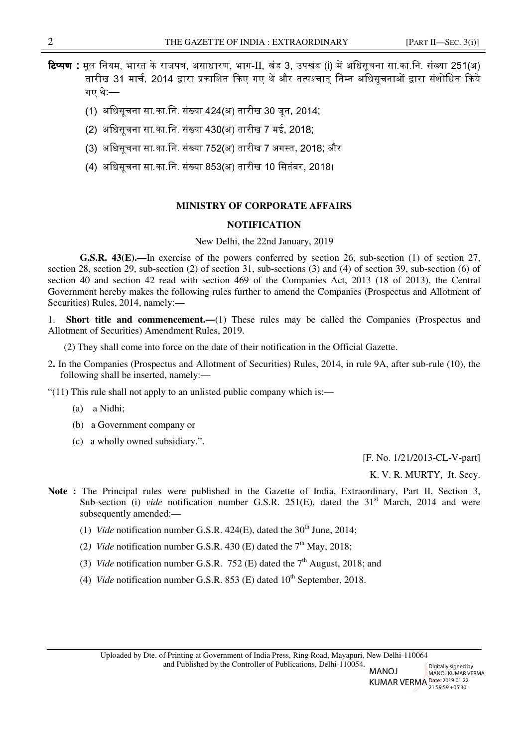**टिप्पण :** मूल नियम, भारत के राजपत्र, असाधारण, भाग-II, खंड 3, उपखंड (i) में अधिसूचना सा.का.नि. संख्या 251(अ) तारीख 31 मार्च, 2014 द्वारा प्रकाशित किए गए थे और तत्पश्चात् निम्न अधिसूचनाओं द्वारा संशोधित किये गए थे:—

(1) अधिसूचना सा.का.नि. संख्या 424(अ) तारीख 30 जून, 2014;

(2) अधिसूचना सा.का.नि. संख्या 430(अ) तारीख 7 मई, 2018;

(3) अधिसूचना सा.का.नि. संख्या 752(अ) तारीख 7 अगस्त, 2018; और

(4) अधिसूचना सा.का.नि. संख्या 853(अ) तारीख 10 सितंबर, 2018।

## MINISTRY OF CORPORATE AFFAIRS

## NOTIFICATION

New Delhi, the 22nd January, 2019

**G.S.R. 43(E).—**In exercise of the powers conferred by section 26, sub-section (1) of section 27, section 28, section 29, sub-section (2) of section 31, sub-sections (3) and (4) of section 39, sub-section (6) of section 40 and section 42 read with section 469 of the Companies Act, 2013 (18 of 2013), the Central Government hereby makes the following rules further to amend the Companies (Prospectus and Allotment of Securities) Rules, 2014, namely:—

1. **Short title and commencement.—**(1) These rules may be called the Companies (Prospectus and Allotment of Securities) Amendment Rules, 2019.

(2) They shall come into force on the date of their notification in the Official Gazette.

2. In the Companies (Prospectus and Allotment of Securities) Rules, 2014, in rule 9A, after sub-rule (10), the following shall be inserted, namely:—

"(11) This rule shall not apply to an unlisted public company which is:—

(a) a Nidhi;

(b) a Government company or

(c) a wholly owned subsidiary.".

[F. No. 1/21/2013-CL-V-part]

K. V. R. MURTY, Jt. Secy.

**Note :** The Principal rules were published in the Gazette of India, Extraordinary, Part II, Section 3, Sub-section (i) *vide* notification number G.S.R. 251(E), dated the 31st March, 2014 and were subsequently amended:—

(1) *Vide* notification number G.S.R. 424(E), dated the 30th June, 2014;

(2) *Vide* notification number G.S.R. 430 (E) dated the 7th May, 2018;

(3) *Vide* notification number G.S.R. 752 (E) dated the 7th August, 2018; and

(4) *Vide* notification number G.S.R. 853 (E) dated 10th September, 2018.

Uploaded by Dte. of Printing at Government of India Press, Ring Road, Mayapuri, New Delhi-110064 and Published by the Controller of Publications, Delhi-110054.

MANOJ KUMAR VERMA Digitally signed by MANOJ KUMAR VERMA Date: 2019.01.22 21:59:59 +05'30'